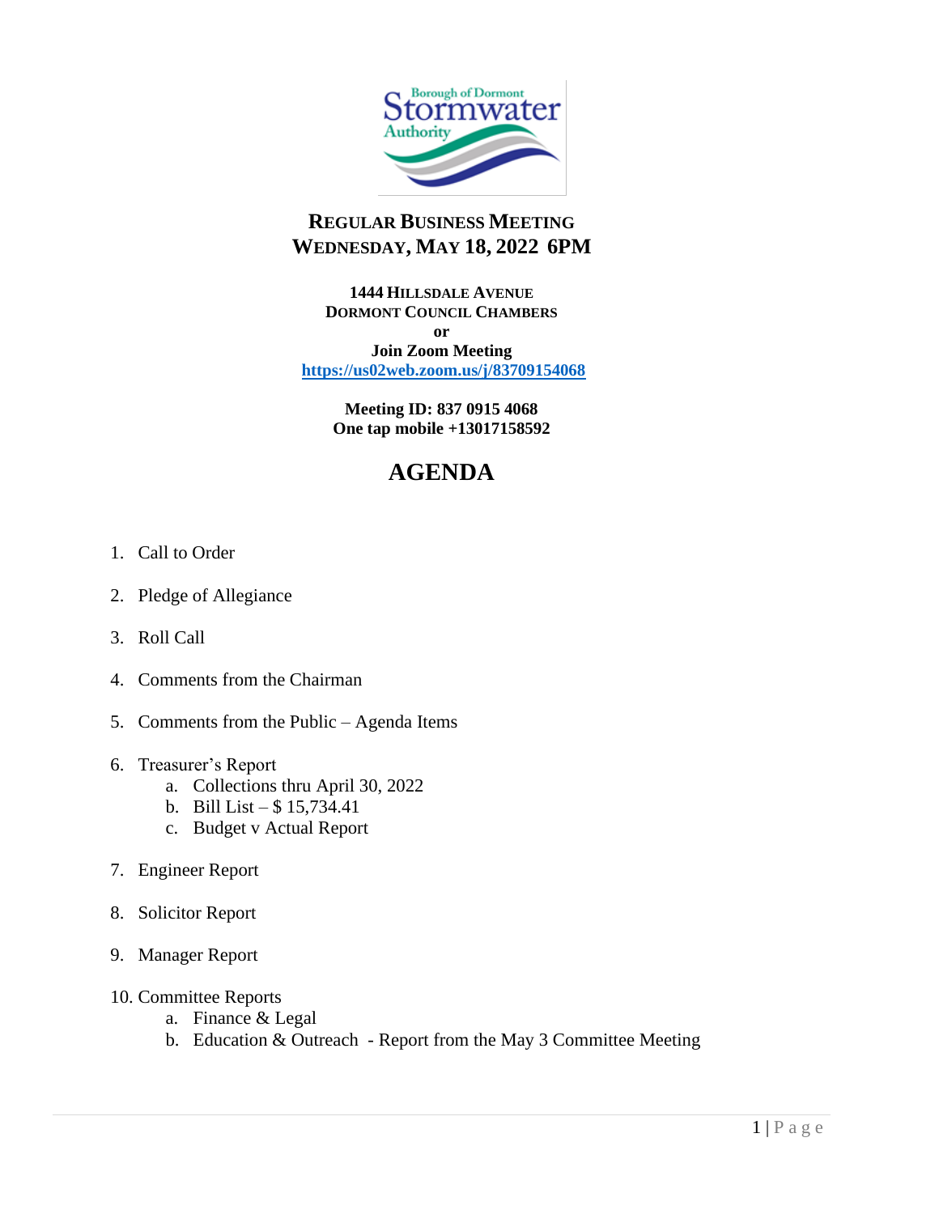Borough of Dormont Stormwater Authority

# REGULAR BUSINESS MEETING
## WEDNESDAY, MAY 18, 2022 6PM

**1444 HILLSDALE AVENUE**
**DORMONT COUNCIL CHAMBERS**
**or**
**Join Zoom Meeting**
**https://us02web.zoom.us/j/83709154068**

**Meeting ID: 837 0915 4068**
**One tap mobile +13017158592**

# AGENDA

1. Call to Order
2. Pledge of Allegiance
3. Roll Call
4. Comments from the Chairman
5. Comments from the Public – Agenda Items
6. Treasurer's Report
   a. Collections thru April 30, 2022
   b. Bill List – $ 15,734.41
   c. Budget v Actual Report
7. Engineer Report
8. Solicitor Report
9. Manager Report
10. Committee Reports
    a. Finance & Legal
    b. Education & Outreach - Report from the May 3 Committee Meeting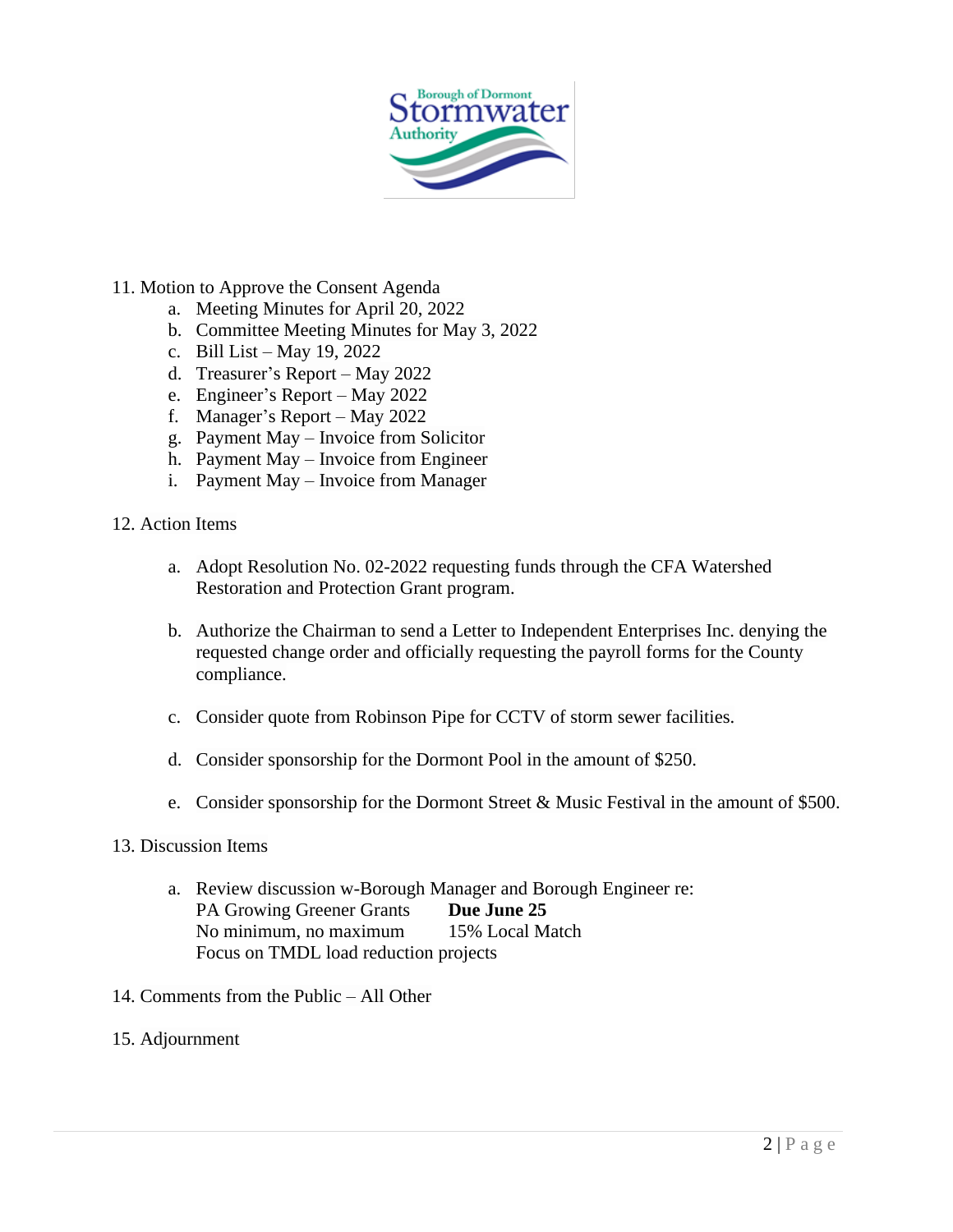11. Motion to Approve the Consent Agenda
    a. Meeting Minutes for April 20, 2022
    b. Committee Meeting Minutes for May 3, 2022
    c. Bill List – May 19, 2022
    d. Treasurer's Report – May 2022
    e. Engineer's Report – May 2022
    f. Manager's Report – May 2022
    g. Payment May – Invoice from Solicitor
    h. Payment May – Invoice from Engineer
    i. Payment May – Invoice from Manager

12. Action Items

    a. Adopt Resolution No. 02-2022 requesting funds through the CFA Watershed Restoration and Protection Grant program.

    b. Authorize the Chairman to send a Letter to Independent Enterprises Inc. denying the requested change order and officially requesting the payroll forms for the County compliance.

    c. Consider quote from Robinson Pipe for CCTV of storm sewer facilities.

    d. Consider sponsorship for the Dormont Pool in the amount of $250.

    e. Consider sponsorship for the Dormont Street & Music Festival in the amount of $500.

13. Discussion Items

    a. Review discussion w-Borough Manager and Borough Engineer re:
       PA Growing Greener Grants **Due June 25**
       No minimum, no maximum 15% Local Match
       Focus on TMDL load reduction projects

14. Comments from the Public – All Other

15. Adjournment